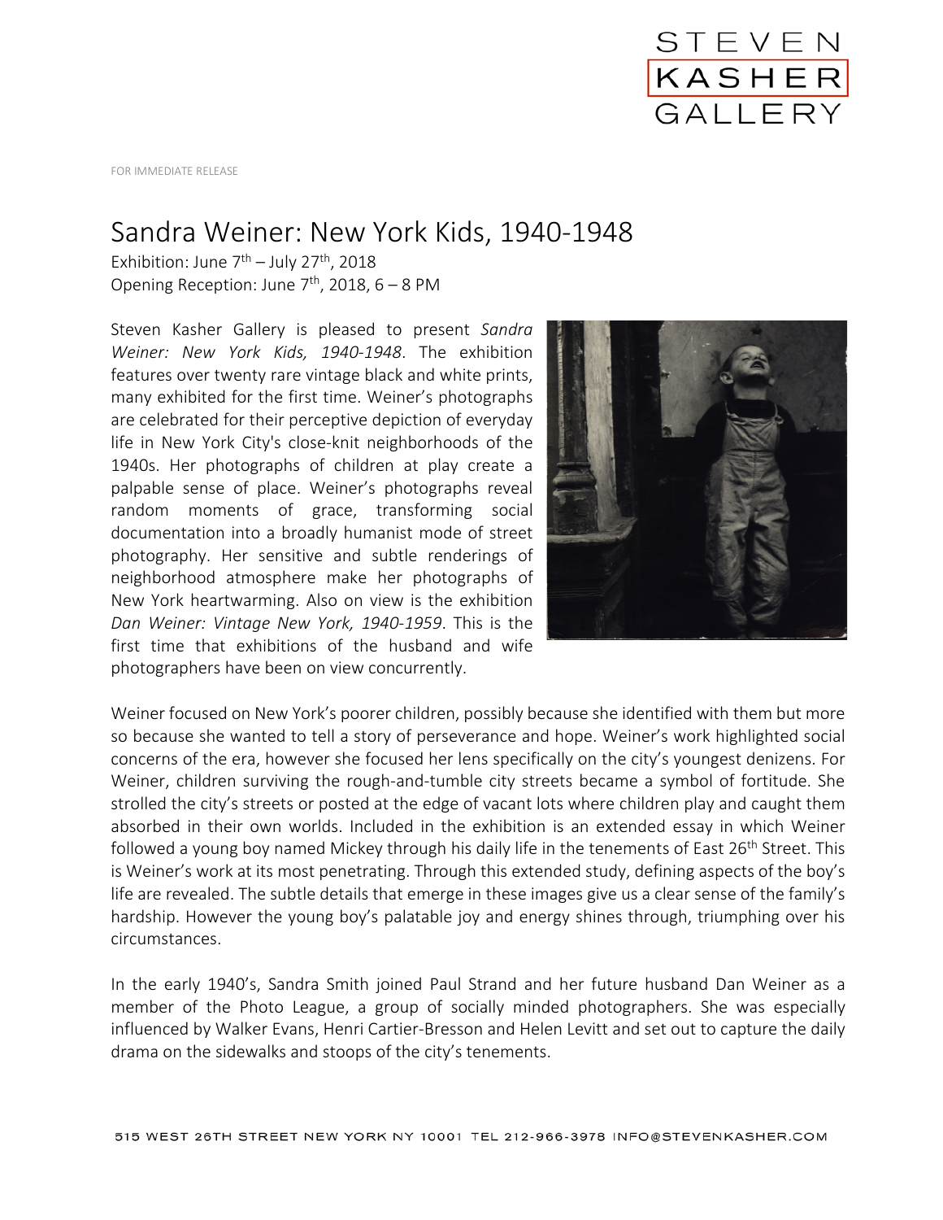STEVEN
KASHER
GALLERY

FOR IMMEDIATE RELEASE

# Sandra Weiner: New York Kids, 1940-1948

Exhibition: June 7th – July 27th, 2018
Opening Reception: June 7th, 2018, 6 – 8 PM

Steven Kasher Gallery is pleased to present *Sandra Weiner: New York Kids, 1940-1948*. The exhibition features over twenty rare vintage black and white prints, many exhibited for the first time. Weiner's photographs are celebrated for their perceptive depiction of everyday life in New York City's close-knit neighborhoods of the 1940s. Her photographs of children at play create a palpable sense of place. Weiner's photographs reveal random moments of grace, transforming social documentation into a broadly humanist mode of street photography. Her sensitive and subtle renderings of neighborhood atmosphere make her photographs of New York heartwarming. Also on view is the exhibition *Dan Weiner: Vintage New York, 1940-1959*. This is the first time that exhibitions of the husband and wife photographers have been on view concurrently.

Weiner focused on New York's poorer children, possibly because she identified with them but more so because she wanted to tell a story of perseverance and hope. Weiner's work highlighted social concerns of the era, however she focused her lens specifically on the city's youngest denizens. For Weiner, children surviving the rough-and-tumble city streets became a symbol of fortitude. She strolled the city's streets or posted at the edge of vacant lots where children play and caught them absorbed in their own worlds. Included in the exhibition is an extended essay in which Weiner followed a young boy named Mickey through his daily life in the tenements of East 26th Street. This is Weiner's work at its most penetrating. Through this extended study, defining aspects of the boy's life are revealed. The subtle details that emerge in these images give us a clear sense of the family's hardship. However the young boy's palatable joy and energy shines through, triumphing over his circumstances.

In the early 1940's, Sandra Smith joined Paul Strand and her future husband Dan Weiner as a member of the Photo League, a group of socially minded photographers. She was especially influenced by Walker Evans, Henri Cartier-Bresson and Helen Levitt and set out to capture the daily drama on the sidewalks and stoops of the city's tenements.

515 WEST 26TH STREET NEW YORK NY 10001 TEL 212-966-3978 INFO@STEVENKASHER.COM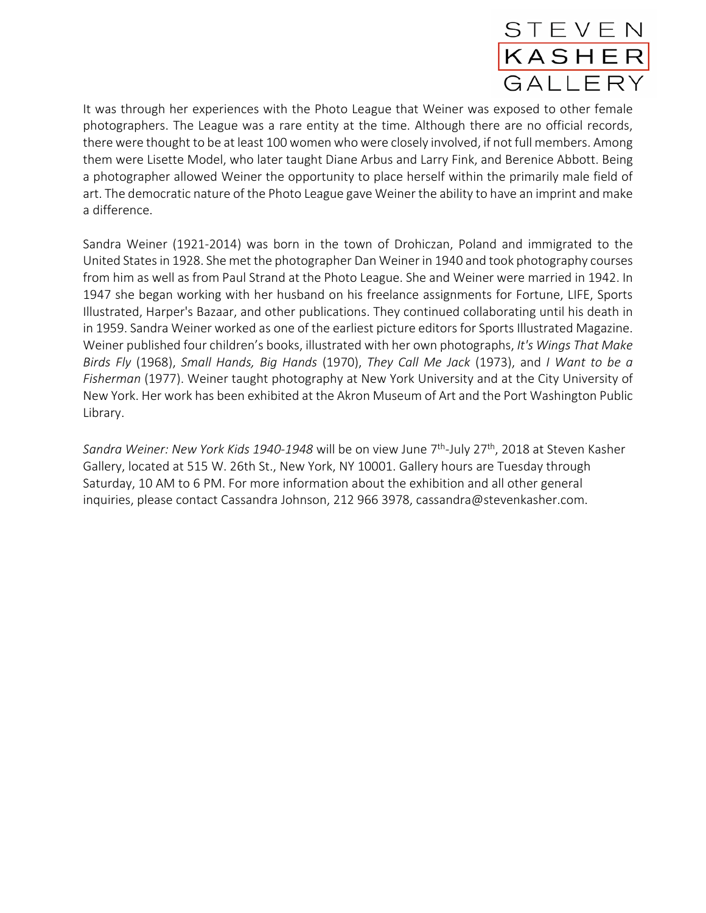It was through her experiences with the Photo League that Weiner was exposed to other female photographers. The League was a rare entity at the time. Although there are no official records, there were thought to be at least 100 women who were closely involved, if not full members. Among them were Lisette Model, who later taught Diane Arbus and Larry Fink, and Berenice Abbott. Being a photographer allowed Weiner the opportunity to place herself within the primarily male field of art. The democratic nature of the Photo League gave Weiner the ability to have an imprint and make a difference.

Sandra Weiner (1921-2014) was born in the town of Drohiczan, Poland and immigrated to the United States in 1928. She met the photographer Dan Weiner in 1940 and took photography courses from him as well as from Paul Strand at the Photo League. She and Weiner were married in 1942. In 1947 she began working with her husband on his freelance assignments for Fortune, LIFE, Sports Illustrated, Harper's Bazaar, and other publications. They continued collaborating until his death in in 1959. Sandra Weiner worked as one of the earliest picture editors for Sports Illustrated Magazine. Weiner published four children's books, illustrated with her own photographs, *It's Wings That Make Birds Fly* (1968), *Small Hands, Big Hands* (1970), *They Call Me Jack* (1973), and *I Want to be a Fisherman* (1977). Weiner taught photography at New York University and at the City University of New York. Her work has been exhibited at the Akron Museum of Art and the Port Washington Public Library.

*Sandra Weiner: New York Kids 1940-1948* will be on view June 7th-July 27th, 2018 at Steven Kasher Gallery, located at 515 W. 26th St., New York, NY 10001. Gallery hours are Tuesday through Saturday, 10 AM to 6 PM. For more information about the exhibition and all other general inquiries, please contact Cassandra Johnson, 212 966 3978, cassandra@stevenkasher.com.